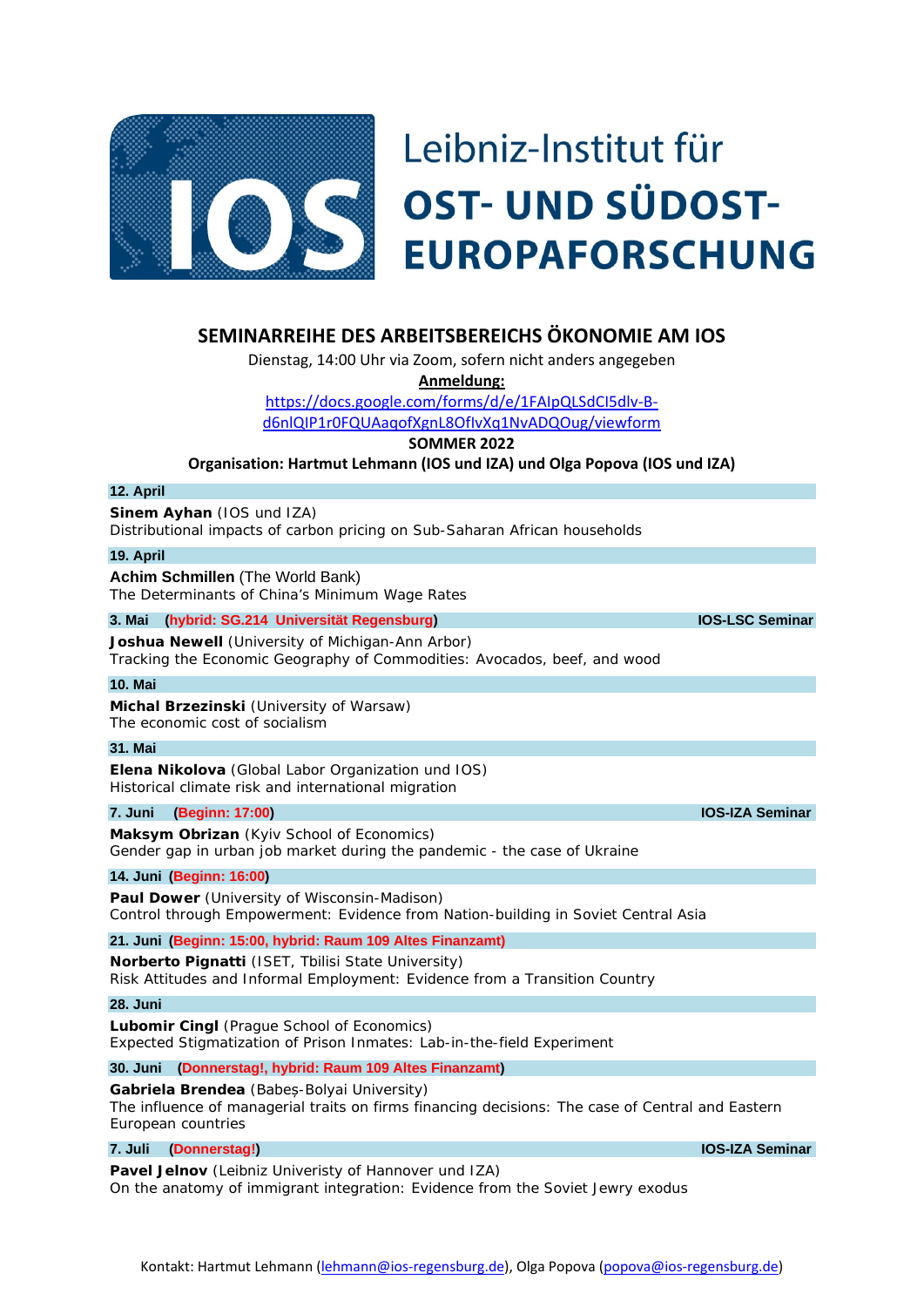# Leibniz-Institut für OST- UND SÜDOST-EUROPAFORSCHUNG

## SEMINARREIHE DES ARBEITSBEREICHS ÖKONOMIE AM IOS

Dienstag, 14:00 Uhr via Zoom, sofern nicht anders angegeben

**Anmeldung:**

https://docs.google.com/forms/d/e/1FAIpQLSdCI5dlv-B-d6nlQIP1r0FQUAaqofXgnL8OflvXq1NvADQOug/viewform

**SOMMER 2022**

**Organisation: Hartmut Lehmann (IOS und IZA) und Olga Popova (IOS und IZA)**

**12. April**

**Sinem Ayhan** (IOS und IZA)
Distributional impacts of carbon pricing on Sub-Saharan African households

**19. April**

**Achim Schmillen** (The World Bank)
The Determinants of China's Minimum Wage Rates

**3. Mai (hybrid: SG.214 Universität Regensburg)** — **IOS-LSC Seminar**

**Joshua Newell** (University of Michigan-Ann Arbor)
Tracking the Economic Geography of Commodities: Avocados, beef, and wood

**10. Mai**

**Michal Brzezinski** (University of Warsaw)
The economic cost of socialism

**31. Mai**

**Elena Nikolova** (Global Labor Organization und IOS)
Historical climate risk and international migration

**7. Juni (Beginn: 17:00)** — **IOS-IZA Seminar**

**Maksym Obrizan** (Kyiv School of Economics)
Gender gap in urban job market during the pandemic - the case of Ukraine

**14. Juni (Beginn: 16:00)**

**Paul Dower** (University of Wisconsin-Madison)
Control through Empowerment: Evidence from Nation-building in Soviet Central Asia

**21. Juni (Beginn: 15:00, hybrid: Raum 109 Altes Finanzamt)**

**Norberto Pignatti** (ISET, Tbilisi State University)
Risk Attitudes and Informal Employment: Evidence from a Transition Country

**28. Juni**

**Lubomir Cingl** (Prague School of Economics)
Expected Stigmatization of Prison Inmates: Lab-in-the-field Experiment

**30. Juni (Donnerstag!, hybrid: Raum 109 Altes Finanzamt)**

**Gabriela Brendea** (Babeș-Bolyai University)
The influence of managerial traits on firms financing decisions: The case of Central and Eastern European countries

**7. Juli (Donnerstag!)** — **IOS-IZA Seminar**

**Pavel Jelnov** (Leibniz Univeristy of Hannover und IZA)
On the anatomy of immigrant integration: Evidence from the Soviet Jewry exodus

Kontakt: Hartmut Lehmann (lehmann@ios-regensburg.de), Olga Popova (popova@ios-regensburg.de)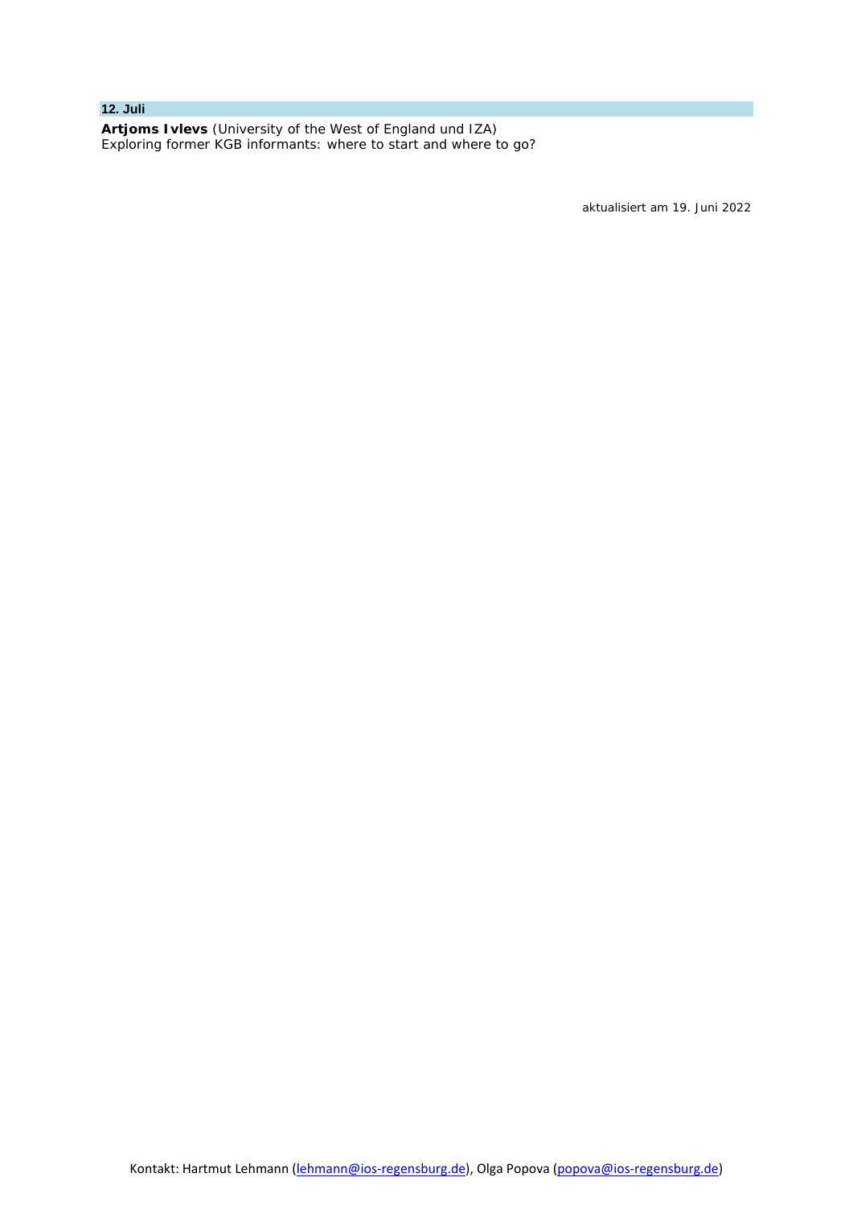**12. Juli**

**Artjoms Ivlevs** (University of the West of England und IZA)
Exploring former KGB informants: where to start and where to go?

aktualisiert am 19. Juni 2022

Kontakt: Hartmut Lehmann (lehmann@ios-regensburg.de), Olga Popova (popova@ios-regensburg.de)